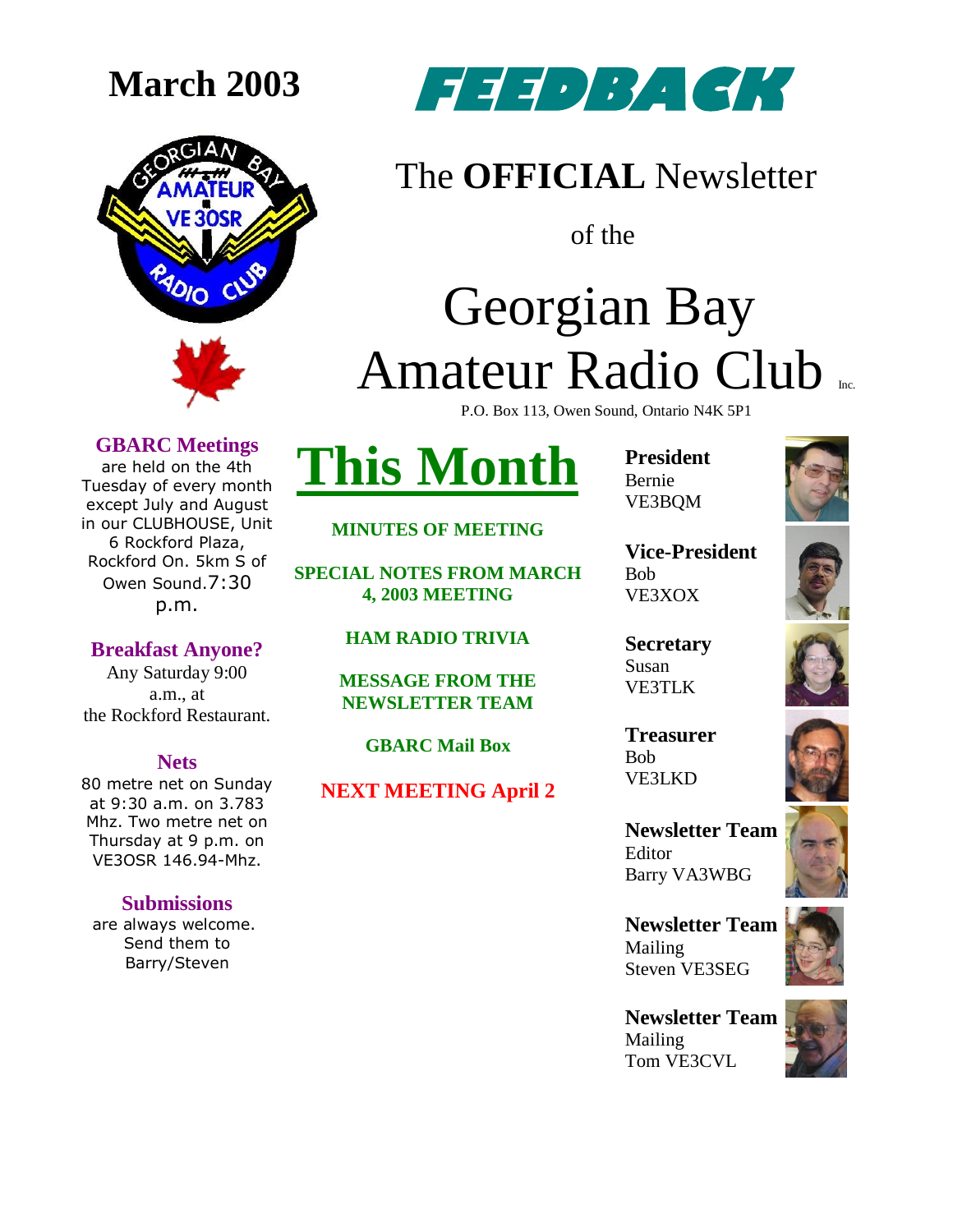# March 2003

# FEEDBACK

The **OFFICIAL** Newsletter

of the

# Georgian Bay Amateur Radio Club Inc.

P.O. Box 113, Owen Sound, Ontario N4K 5P1

### GBARC Meetings

are held on the 4th Tuesday of every month except July and August in our CLUBHOUSE, Unit 6 Rockford Plaza, Rockford On. 5km S of Owen Sound. 7:30 p.m.

### Breakfast Anyone?

Any Saturday 9:00 a.m., at the Rockford Restaurant.

### Nets

80 metre net on Sunday at 9:30 a.m. on 3.783 Mhz. Two metre net on Thursday at 9 p.m. on VE3OSR 146.94-Mhz.

### Submissions

are always welcome. Send them to Barry/Steven

## This Month

**MINUTES OF MEETING**

**SPECIAL NOTES FROM MARCH 4, 2003 MEETING**

**HAM RADIO TRIVIA**

**MESSAGE FROM THE NEWSLETTER TEAM**

**GBARC Mail Box**

**NEXT MEETING April 2**

**President**
Bernie
VE3BQM

**Vice-President**
Bob
VE3XOX

**Secretary**
Susan
VE3TLK

**Treasurer**
Bob
VE3LKD

**Newsletter Team**
Editor
Barry VA3WBG

**Newsletter Team**
Mailing
Steven VE3SEG

**Newsletter Team**
Mailing
Tom VE3CVL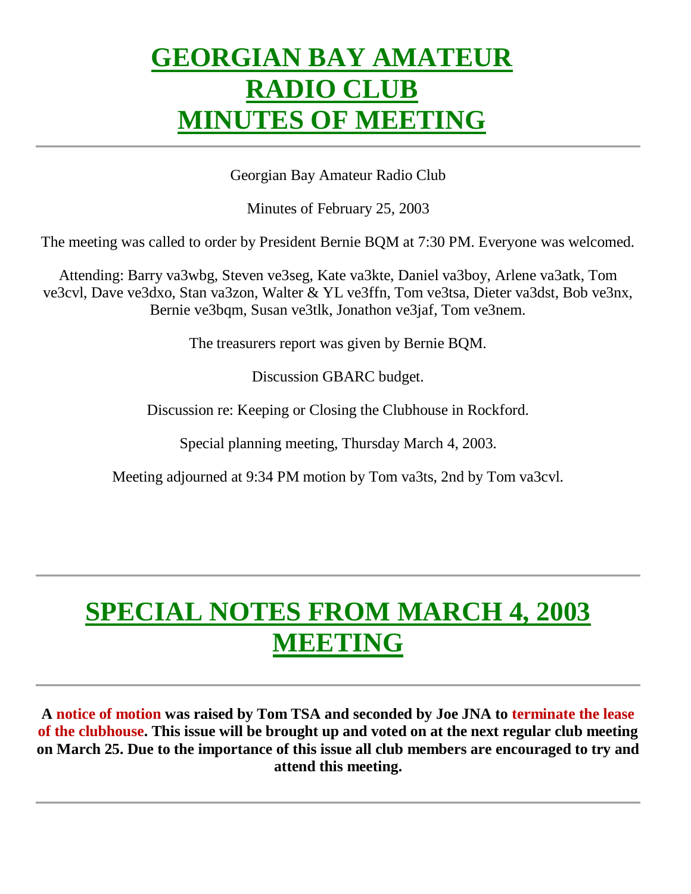# GEORGIAN BAY AMATEUR RADIO CLUB MINUTES OF MEETING

---

Georgian Bay Amateur Radio Club

Minutes of February 25, 2003

The meeting was called to order by President Bernie BQM at 7:30 PM. Everyone was welcomed.

Attending: Barry va3wbg, Steven ve3seg, Kate va3kte, Daniel va3boy, Arlene va3atk, Tom ve3cvl, Dave ve3dxo, Stan va3zon, Walter & YL ve3ffn, Tom ve3tsa, Dieter va3dst, Bob ve3nx, Bernie ve3bqm, Susan ve3tlk, Jonathon ve3jaf, Tom ve3nem.

The treasurers report was given by Bernie BQM.

Discussion GBARC budget.

Discussion re: Keeping or Closing the Clubhouse in Rockford.

Special planning meeting, Thursday March 4, 2003.

Meeting adjourned at 9:34 PM motion by Tom va3ts, 2nd by Tom va3cvl.

---

# SPECIAL NOTES FROM MARCH 4, 2003 MEETING

---

**A notice of motion was raised by Tom TSA and seconded by Joe JNA to terminate the lease of the clubhouse. This issue will be brought up and voted on at the next regular club meeting on March 25. Due to the importance of this issue all club members are encouraged to try and attend this meeting.**

---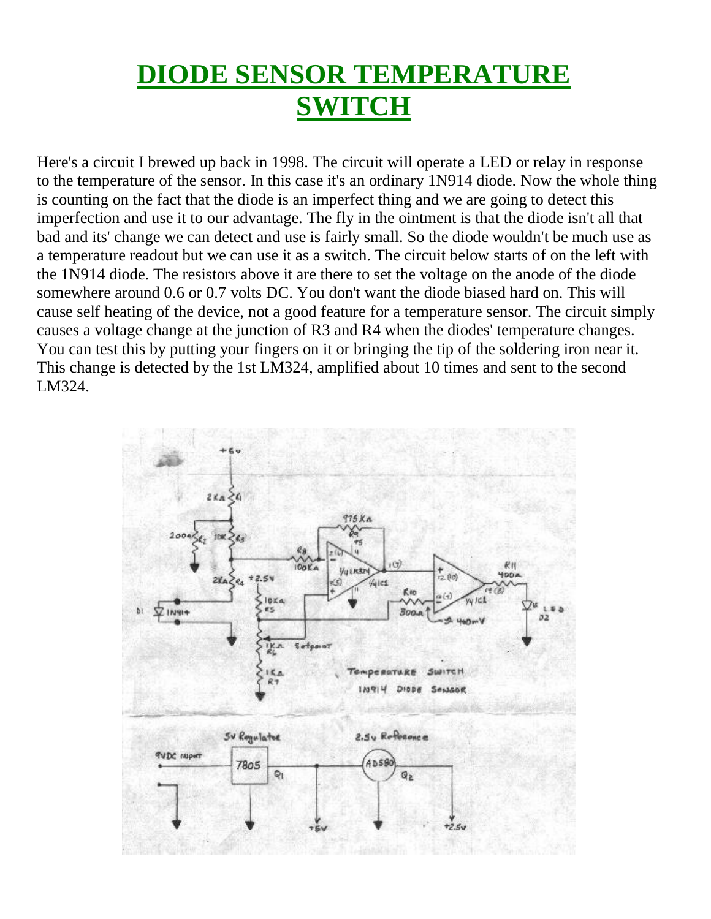# DIODE SENSOR TEMPERATURE SWITCH

Here's a circuit I brewed up back in 1998. The circuit will operate a LED or relay in response to the temperature of the sensor. In this case it's an ordinary 1N914 diode. Now the whole thing is counting on the fact that the diode is an imperfect thing and we are going to detect this imperfection and use it to our advantage. The fly in the ointment is that the diode isn't all that bad and its' change we can detect and use is fairly small. So the diode wouldn't be much use as a temperature readout but we can use it as a switch. The circuit below starts of on the left with the 1N914 diode. The resistors above it are there to set the voltage on the anode of the diode somewhere around 0.6 or 0.7 volts DC. You don't want the diode biased hard on. This will cause self heating of the device, not a good feature for a temperature sensor. The circuit simply causes a voltage change at the junction of R3 and R4 when the diodes' temperature changes. You can test this by putting your fingers on it or bringing the tip of the soldering iron near it. This change is detected by the 1st LM324, amplified about 10 times and sent to the second LM324.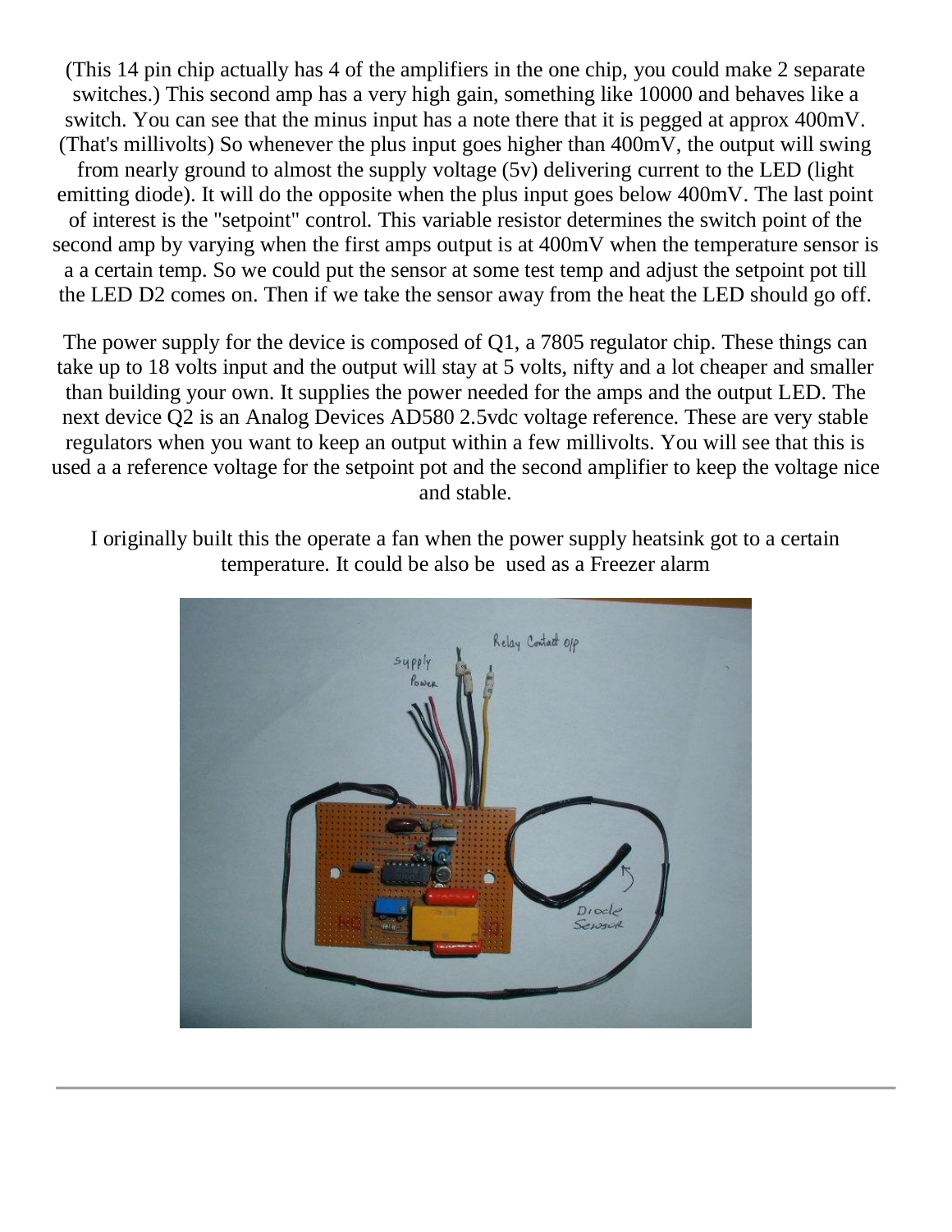(This 14 pin chip actually has 4 of the amplifiers in the one chip, you could make 2 separate switches.) This second amp has a very high gain, something like 10000 and behaves like a switch. You can see that the minus input has a note there that it is pegged at approx 400mV. (That's millivolts) So whenever the plus input goes higher than 400mV, the output will swing from nearly ground to almost the supply voltage (5v) delivering current to the LED (light emitting diode). It will do the opposite when the plus input goes below 400mV. The last point of interest is the "setpoint" control. This variable resistor determines the switch point of the second amp by varying when the first amps output is at 400mV when the temperature sensor is a a certain temp. So we could put the sensor at some test temp and adjust the setpoint pot till the LED D2 comes on. Then if we take the sensor away from the heat the LED should go off.

The power supply for the device is composed of Q1, a 7805 regulator chip. These things can take up to 18 volts input and the output will stay at 5 volts, nifty and a lot cheaper and smaller than building your own. It supplies the power needed for the amps and the output LED. The next device Q2 is an Analog Devices AD580 2.5vdc voltage reference. These are very stable regulators when you want to keep an output within a few millivolts. You will see that this is used a a reference voltage for the setpoint pot and the second amplifier to keep the voltage nice and stable.

I originally built this the operate a fan when the power supply heatsink got to a certain temperature. It could be also be used as a Freezer alarm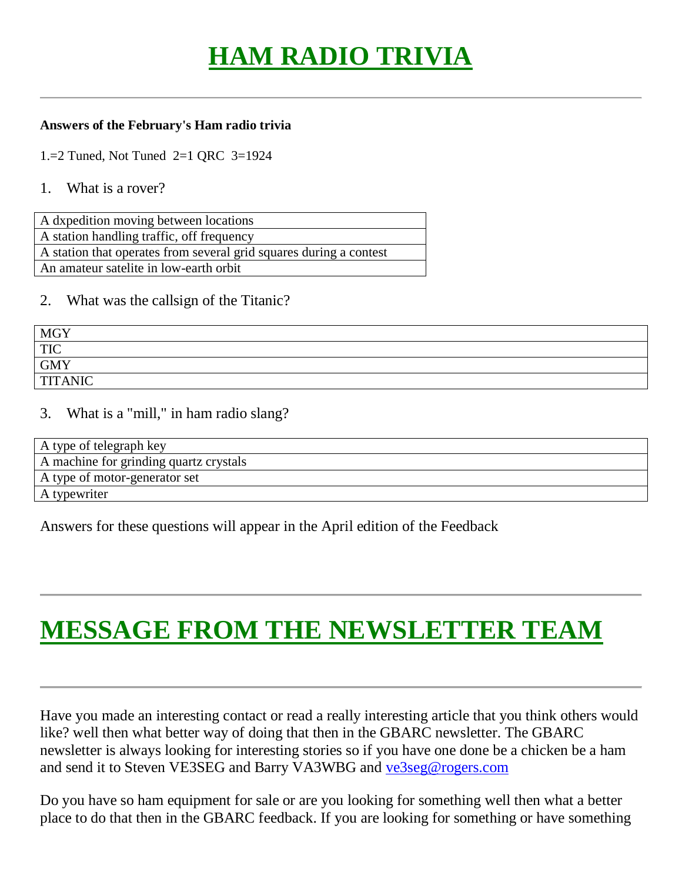# HAM RADIO TRIVIA

---

**Answers of the February's Ham radio trivia**

1.=2 Tuned, Not Tuned 2=1 QRC 3=1924

1. What is a rover?

| A dxpedition moving between locations |
|---|
| A station handling traffic, off frequency |
| A station that operates from several grid squares during a contest |
| An amateur satelite in low-earth orbit |

2. What was the callsign of the Titanic?

| MGY |
|---|
| TIC |
| GMY |
| TITANIC |

3. What is a "mill," in ham radio slang?

| A type of telegraph key |
|---|
| A machine for grinding quartz crystals |
| A type of motor-generator set |
| A typewriter |

Answers for these questions will appear in the April edition of the Feedback

---

# MESSAGE FROM THE NEWSLETTER TEAM

---

Have you made an interesting contact or read a really interesting article that you think others would like? well then what better way of doing that then in the GBARC newsletter. The GBARC newsletter is always looking for interesting stories so if you have one done be a chicken be a ham and send it to Steven VE3SEG and Barry VA3WBG and ve3seg@rogers.com

Do you have so ham equipment for sale or are you looking for something well then what a better place to do that then in the GBARC feedback. If you are looking for something or have something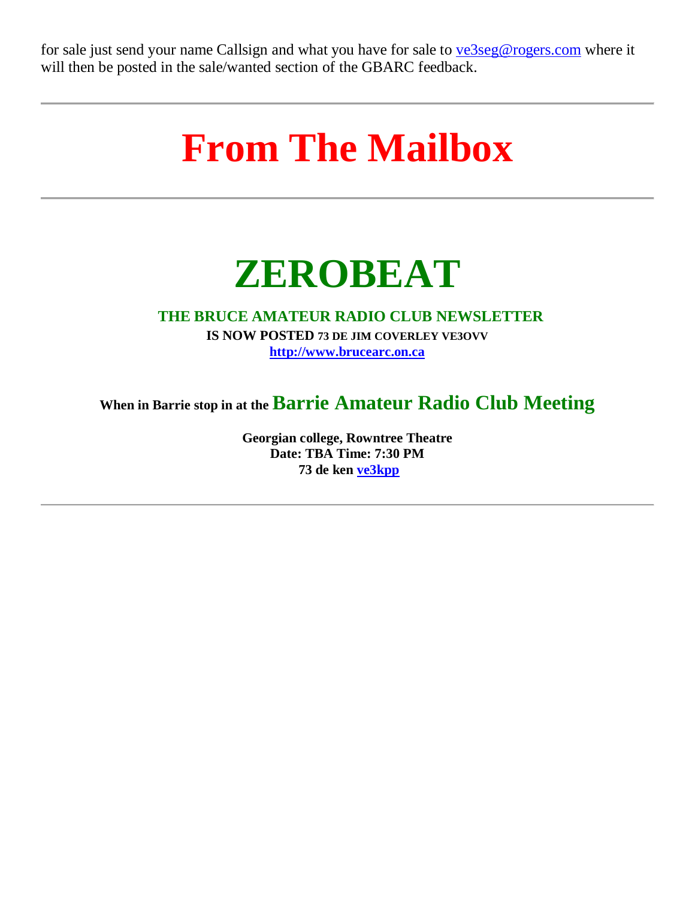for sale just send your name Callsign and what you have for sale to ve3seg@rogers.com where it will then be posted in the sale/wanted section of the GBARC feedback.

---

# From The Mailbox

---

# ZEROBEAT

**THE BRUCE AMATEUR RADIO CLUB NEWSLETTER**
**IS NOW POSTED 73 DE JIM COVERLEY VE3OVV**
**http://www.brucearc.on.ca**

**When in Barrie stop in at the Barrie Amateur Radio Club Meeting**

**Georgian college, Rowntree Theatre**
**Date: TBA Time: 7:30 PM**
**73 de ken ve3kpp**

---